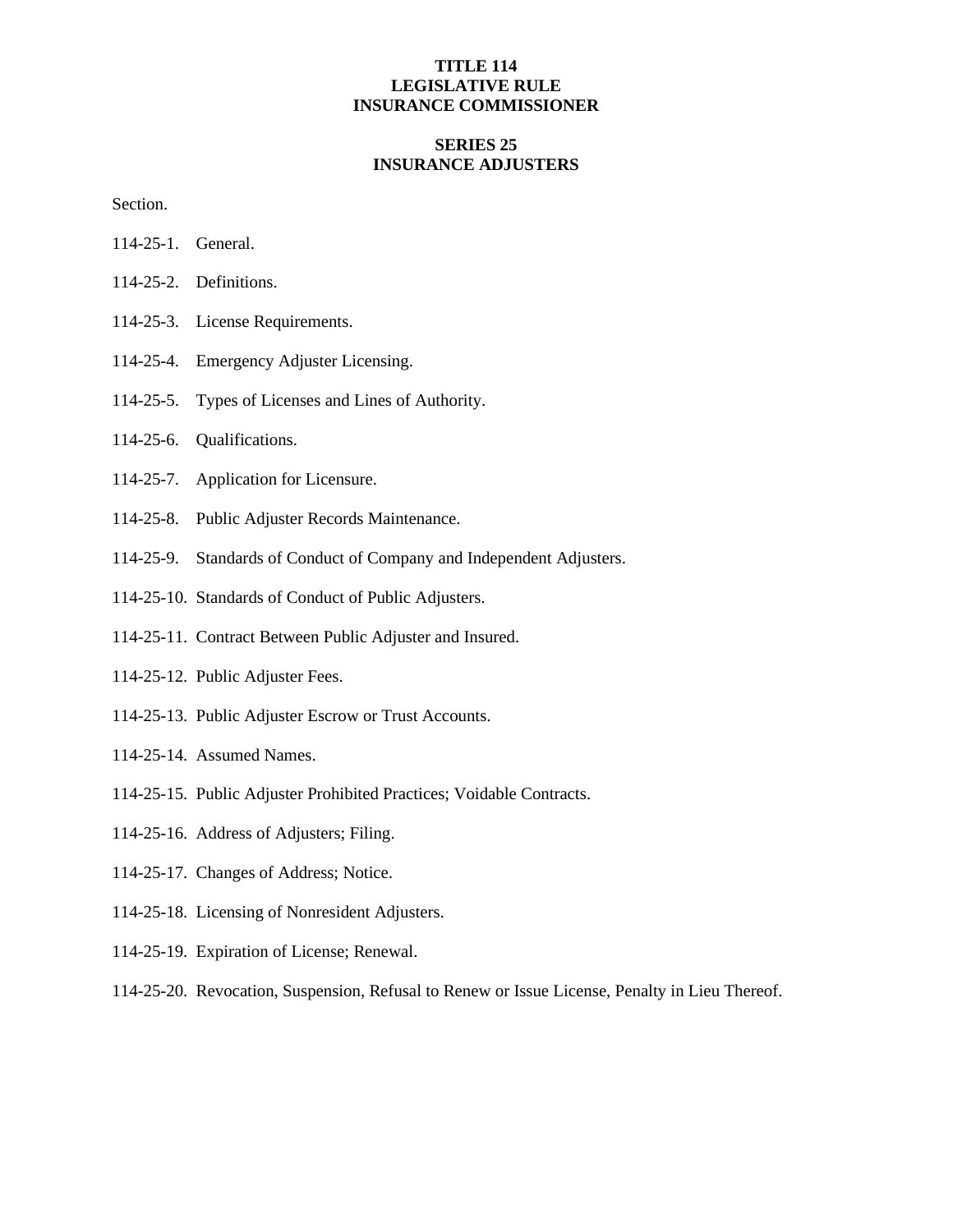**TITLE 114**
**LEGISLATIVE RULE**
**INSURANCE COMMISSIONER**

**SERIES 25**
**INSURANCE ADJUSTERS**

Section.

114-25-1. General.

114-25-2. Definitions.

114-25-3. License Requirements.

114-25-4. Emergency Adjuster Licensing.

114-25-5. Types of Licenses and Lines of Authority.

114-25-6. Qualifications.

114-25-7. Application for Licensure.

114-25-8. Public Adjuster Records Maintenance.

114-25-9. Standards of Conduct of Company and Independent Adjusters.

114-25-10. Standards of Conduct of Public Adjusters.

114-25-11. Contract Between Public Adjuster and Insured.

114-25-12. Public Adjuster Fees.

114-25-13. Public Adjuster Escrow or Trust Accounts.

114-25-14. Assumed Names.

114-25-15. Public Adjuster Prohibited Practices; Voidable Contracts.

114-25-16. Address of Adjusters; Filing.

114-25-17. Changes of Address; Notice.

114-25-18. Licensing of Nonresident Adjusters.

114-25-19. Expiration of License; Renewal.

114-25-20. Revocation, Suspension, Refusal to Renew or Issue License, Penalty in Lieu Thereof.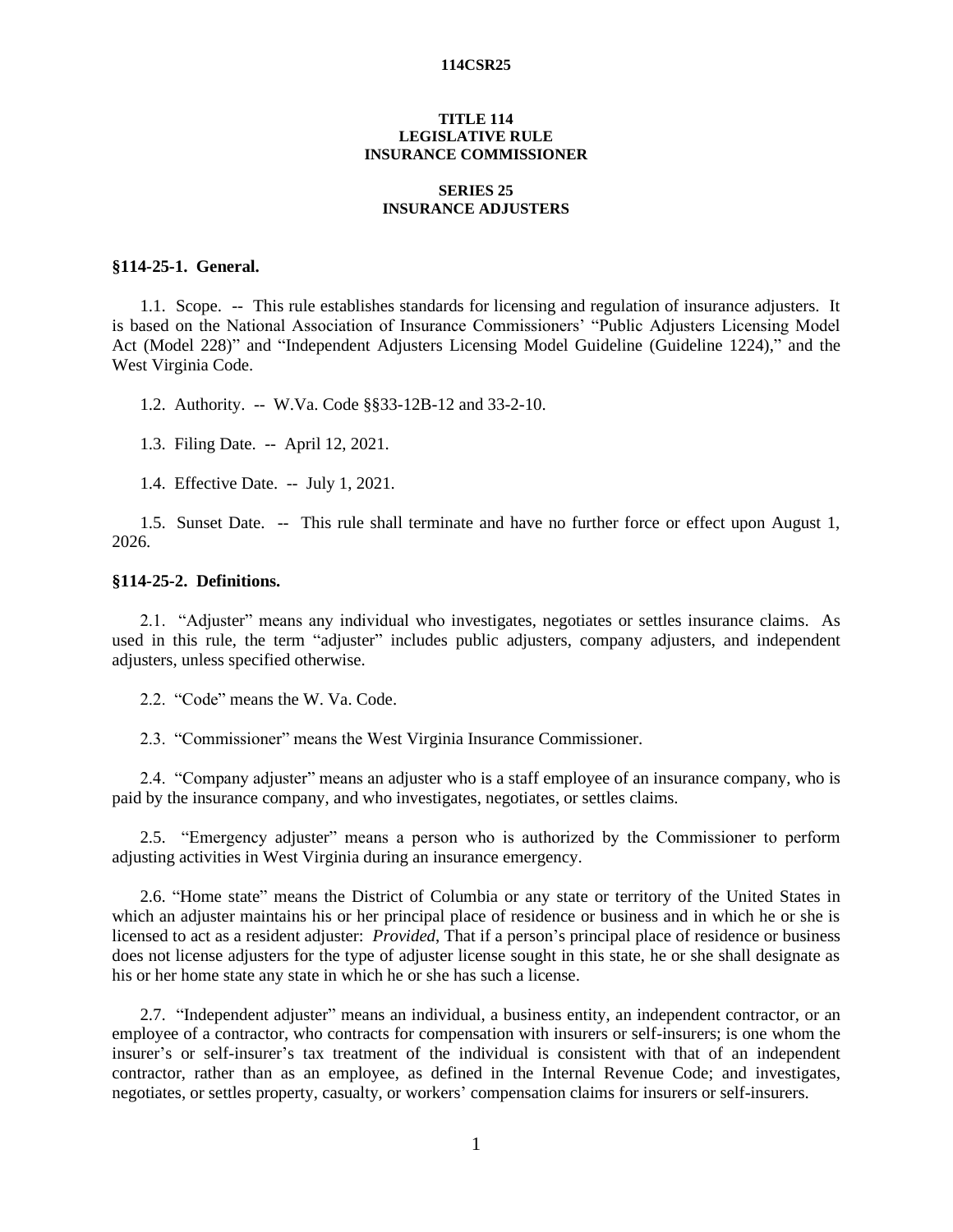# TITLE 114
# LEGISLATIVE RULE
# INSURANCE COMMISSIONER

## SERIES 25
## INSURANCE ADJUSTERS

### §114-25-1. General.

1.1. Scope. -- This rule establishes standards for licensing and regulation of insurance adjusters. It is based on the National Association of Insurance Commissioners' "Public Adjusters Licensing Model Act (Model 228)" and "Independent Adjusters Licensing Model Guideline (Guideline 1224)," and the West Virginia Code.

1.2. Authority. -- W.Va. Code §§33-12B-12 and 33-2-10.

1.3. Filing Date. -- April 12, 2021.

1.4. Effective Date. -- July 1, 2021.

1.5. Sunset Date. -- This rule shall terminate and have no further force or effect upon August 1, 2026.

### §114-25-2. Definitions.

2.1. "Adjuster" means any individual who investigates, negotiates or settles insurance claims. As used in this rule, the term "adjuster" includes public adjusters, company adjusters, and independent adjusters, unless specified otherwise.

2.2. "Code" means the W. Va. Code.

2.3. "Commissioner" means the West Virginia Insurance Commissioner.

2.4. "Company adjuster" means an adjuster who is a staff employee of an insurance company, who is paid by the insurance company, and who investigates, negotiates, or settles claims.

2.5. "Emergency adjuster" means a person who is authorized by the Commissioner to perform adjusting activities in West Virginia during an insurance emergency.

2.6. "Home state" means the District of Columbia or any state or territory of the United States in which an adjuster maintains his or her principal place of residence or business and in which he or she is licensed to act as a resident adjuster: *Provided*, That if a person's principal place of residence or business does not license adjusters for the type of adjuster license sought in this state, he or she shall designate as his or her home state any state in which he or she has such a license.

2.7. "Independent adjuster" means an individual, a business entity, an independent contractor, or an employee of a contractor, who contracts for compensation with insurers or self-insurers; is one whom the insurer's or self-insurer's tax treatment of the individual is consistent with that of an independent contractor, rather than as an employee, as defined in the Internal Revenue Code; and investigates, negotiates, or settles property, casualty, or workers' compensation claims for insurers or self-insurers.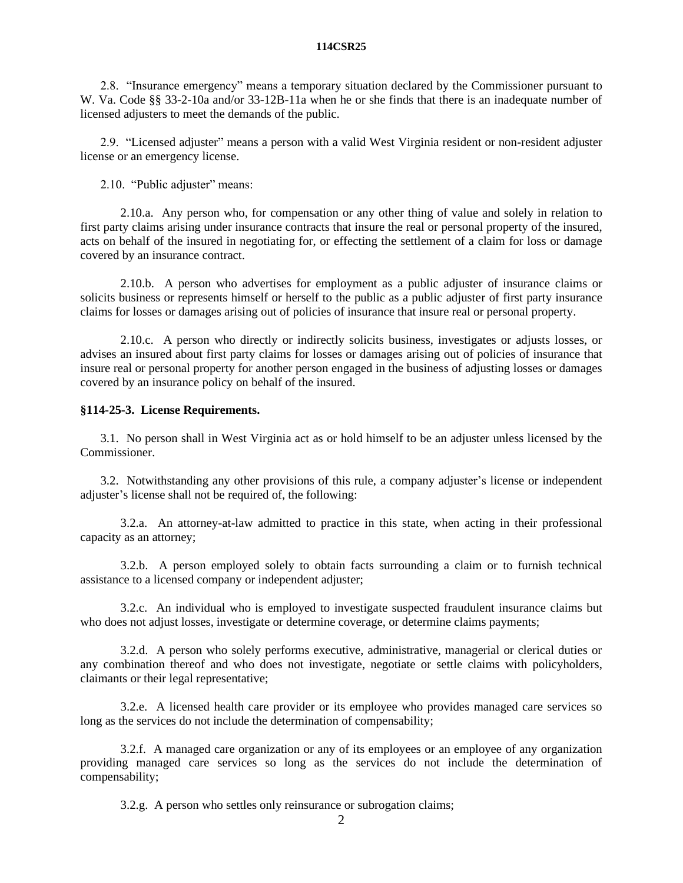2.8. "Insurance emergency" means a temporary situation declared by the Commissioner pursuant to W. Va. Code §§ 33-2-10a and/or 33-12B-11a when he or she finds that there is an inadequate number of licensed adjusters to meet the demands of the public.

2.9. "Licensed adjuster" means a person with a valid West Virginia resident or non-resident adjuster license or an emergency license.

2.10. "Public adjuster" means:

2.10.a. Any person who, for compensation or any other thing of value and solely in relation to first party claims arising under insurance contracts that insure the real or personal property of the insured, acts on behalf of the insured in negotiating for, or effecting the settlement of a claim for loss or damage covered by an insurance contract.

2.10.b. A person who advertises for employment as a public adjuster of insurance claims or solicits business or represents himself or herself to the public as a public adjuster of first party insurance claims for losses or damages arising out of policies of insurance that insure real or personal property.

2.10.c. A person who directly or indirectly solicits business, investigates or adjusts losses, or advises an insured about first party claims for losses or damages arising out of policies of insurance that insure real or personal property for another person engaged in the business of adjusting losses or damages covered by an insurance policy on behalf of the insured.

**§114-25-3. License Requirements.**

3.1. No person shall in West Virginia act as or hold himself to be an adjuster unless licensed by the Commissioner.

3.2. Notwithstanding any other provisions of this rule, a company adjuster's license or independent adjuster's license shall not be required of, the following:

3.2.a. An attorney-at-law admitted to practice in this state, when acting in their professional capacity as an attorney;

3.2.b. A person employed solely to obtain facts surrounding a claim or to furnish technical assistance to a licensed company or independent adjuster;

3.2.c. An individual who is employed to investigate suspected fraudulent insurance claims but who does not adjust losses, investigate or determine coverage, or determine claims payments;

3.2.d. A person who solely performs executive, administrative, managerial or clerical duties or any combination thereof and who does not investigate, negotiate or settle claims with policyholders, claimants or their legal representative;

3.2.e. A licensed health care provider or its employee who provides managed care services so long as the services do not include the determination of compensability;

3.2.f. A managed care organization or any of its employees or an employee of any organization providing managed care services so long as the services do not include the determination of compensability;

3.2.g. A person who settles only reinsurance or subrogation claims;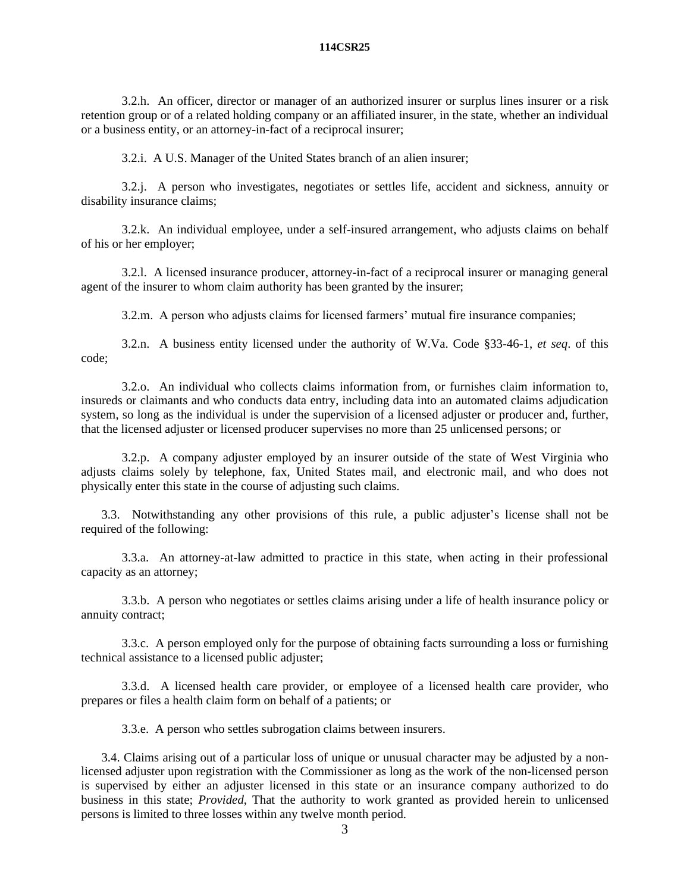3.2.h. An officer, director or manager of an authorized insurer or surplus lines insurer or a risk retention group or of a related holding company or an affiliated insurer, in the state, whether an individual or a business entity, or an attorney-in-fact of a reciprocal insurer;

3.2.i. A U.S. Manager of the United States branch of an alien insurer;

3.2.j. A person who investigates, negotiates or settles life, accident and sickness, annuity or disability insurance claims;

3.2.k. An individual employee, under a self-insured arrangement, who adjusts claims on behalf of his or her employer;

3.2.l. A licensed insurance producer, attorney-in-fact of a reciprocal insurer or managing general agent of the insurer to whom claim authority has been granted by the insurer;

3.2.m. A person who adjusts claims for licensed farmers' mutual fire insurance companies;

3.2.n. A business entity licensed under the authority of W.Va. Code §33-46-1, *et seq*. of this code;

3.2.o. An individual who collects claims information from, or furnishes claim information to, insureds or claimants and who conducts data entry, including data into an automated claims adjudication system, so long as the individual is under the supervision of a licensed adjuster or producer and, further, that the licensed adjuster or licensed producer supervises no more than 25 unlicensed persons; or

3.2.p. A company adjuster employed by an insurer outside of the state of West Virginia who adjusts claims solely by telephone, fax, United States mail, and electronic mail, and who does not physically enter this state in the course of adjusting such claims.

3.3. Notwithstanding any other provisions of this rule, a public adjuster's license shall not be required of the following:

3.3.a. An attorney-at-law admitted to practice in this state, when acting in their professional capacity as an attorney;

3.3.b. A person who negotiates or settles claims arising under a life of health insurance policy or annuity contract;

3.3.c. A person employed only for the purpose of obtaining facts surrounding a loss or furnishing technical assistance to a licensed public adjuster;

3.3.d. A licensed health care provider, or employee of a licensed health care provider, who prepares or files a health claim form on behalf of a patients; or

3.3.e. A person who settles subrogation claims between insurers.

3.4. Claims arising out of a particular loss of unique or unusual character may be adjusted by a non-licensed adjuster upon registration with the Commissioner as long as the work of the non-licensed person is supervised by either an adjuster licensed in this state or an insurance company authorized to do business in this state; *Provided*, That the authority to work granted as provided herein to unlicensed persons is limited to three losses within any twelve month period.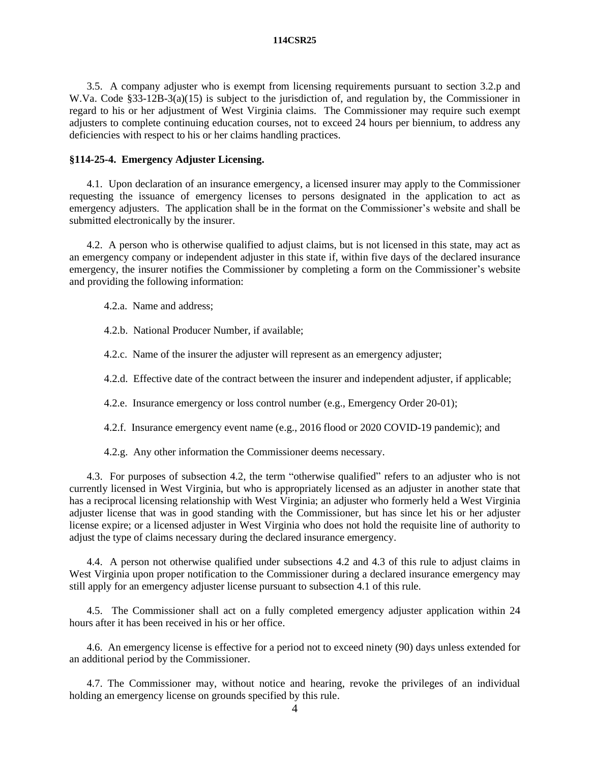3.5. A company adjuster who is exempt from licensing requirements pursuant to section 3.2.p and W.Va. Code §33-12B-3(a)(15) is subject to the jurisdiction of, and regulation by, the Commissioner in regard to his or her adjustment of West Virginia claims. The Commissioner may require such exempt adjusters to complete continuing education courses, not to exceed 24 hours per biennium, to address any deficiencies with respect to his or her claims handling practices.

### §114-25-4. Emergency Adjuster Licensing.

4.1. Upon declaration of an insurance emergency, a licensed insurer may apply to the Commissioner requesting the issuance of emergency licenses to persons designated in the application to act as emergency adjusters. The application shall be in the format on the Commissioner's website and shall be submitted electronically by the insurer.

4.2. A person who is otherwise qualified to adjust claims, but is not licensed in this state, may act as an emergency company or independent adjuster in this state if, within five days of the declared insurance emergency, the insurer notifies the Commissioner by completing a form on the Commissioner's website and providing the following information:

4.2.a. Name and address;

4.2.b. National Producer Number, if available;

4.2.c. Name of the insurer the adjuster will represent as an emergency adjuster;

4.2.d. Effective date of the contract between the insurer and independent adjuster, if applicable;

4.2.e. Insurance emergency or loss control number (e.g., Emergency Order 20-01);

4.2.f. Insurance emergency event name (e.g., 2016 flood or 2020 COVID-19 pandemic); and

4.2.g. Any other information the Commissioner deems necessary.

4.3. For purposes of subsection 4.2, the term "otherwise qualified" refers to an adjuster who is not currently licensed in West Virginia, but who is appropriately licensed as an adjuster in another state that has a reciprocal licensing relationship with West Virginia; an adjuster who formerly held a West Virginia adjuster license that was in good standing with the Commissioner, but has since let his or her adjuster license expire; or a licensed adjuster in West Virginia who does not hold the requisite line of authority to adjust the type of claims necessary during the declared insurance emergency.

4.4. A person not otherwise qualified under subsections 4.2 and 4.3 of this rule to adjust claims in West Virginia upon proper notification to the Commissioner during a declared insurance emergency may still apply for an emergency adjuster license pursuant to subsection 4.1 of this rule.

4.5. The Commissioner shall act on a fully completed emergency adjuster application within 24 hours after it has been received in his or her office.

4.6. An emergency license is effective for a period not to exceed ninety (90) days unless extended for an additional period by the Commissioner.

4.7. The Commissioner may, without notice and hearing, revoke the privileges of an individual holding an emergency license on grounds specified by this rule.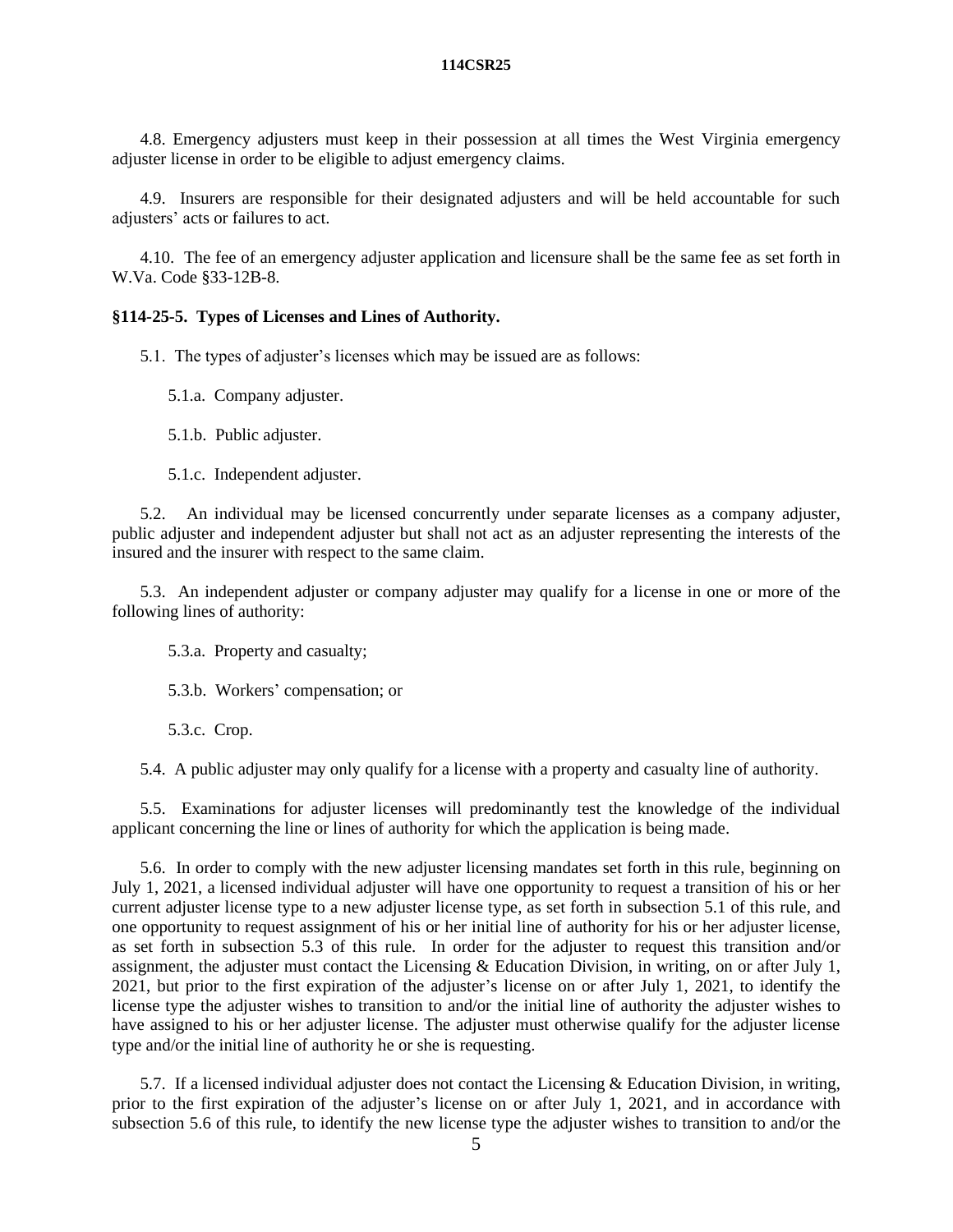4.8. Emergency adjusters must keep in their possession at all times the West Virginia emergency adjuster license in order to be eligible to adjust emergency claims.

4.9. Insurers are responsible for their designated adjusters and will be held accountable for such adjusters' acts or failures to act.

4.10. The fee of an emergency adjuster application and licensure shall be the same fee as set forth in W.Va. Code §33-12B-8.

**§114-25-5. Types of Licenses and Lines of Authority.**

5.1. The types of adjuster's licenses which may be issued are as follows:

5.1.a. Company adjuster.

5.1.b. Public adjuster.

5.1.c. Independent adjuster.

5.2. An individual may be licensed concurrently under separate licenses as a company adjuster, public adjuster and independent adjuster but shall not act as an adjuster representing the interests of the insured and the insurer with respect to the same claim.

5.3. An independent adjuster or company adjuster may qualify for a license in one or more of the following lines of authority:

5.3.a. Property and casualty;

5.3.b. Workers' compensation; or

5.3.c. Crop.

5.4. A public adjuster may only qualify for a license with a property and casualty line of authority.

5.5. Examinations for adjuster licenses will predominantly test the knowledge of the individual applicant concerning the line or lines of authority for which the application is being made.

5.6. In order to comply with the new adjuster licensing mandates set forth in this rule, beginning on July 1, 2021, a licensed individual adjuster will have one opportunity to request a transition of his or her current adjuster license type to a new adjuster license type, as set forth in subsection 5.1 of this rule, and one opportunity to request assignment of his or her initial line of authority for his or her adjuster license, as set forth in subsection 5.3 of this rule. In order for the adjuster to request this transition and/or assignment, the adjuster must contact the Licensing & Education Division, in writing, on or after July 1, 2021, but prior to the first expiration of the adjuster's license on or after July 1, 2021, to identify the license type the adjuster wishes to transition to and/or the initial line of authority the adjuster wishes to have assigned to his or her adjuster license. The adjuster must otherwise qualify for the adjuster license type and/or the initial line of authority he or she is requesting.

5.7. If a licensed individual adjuster does not contact the Licensing & Education Division, in writing, prior to the first expiration of the adjuster's license on or after July 1, 2021, and in accordance with subsection 5.6 of this rule, to identify the new license type the adjuster wishes to transition to and/or the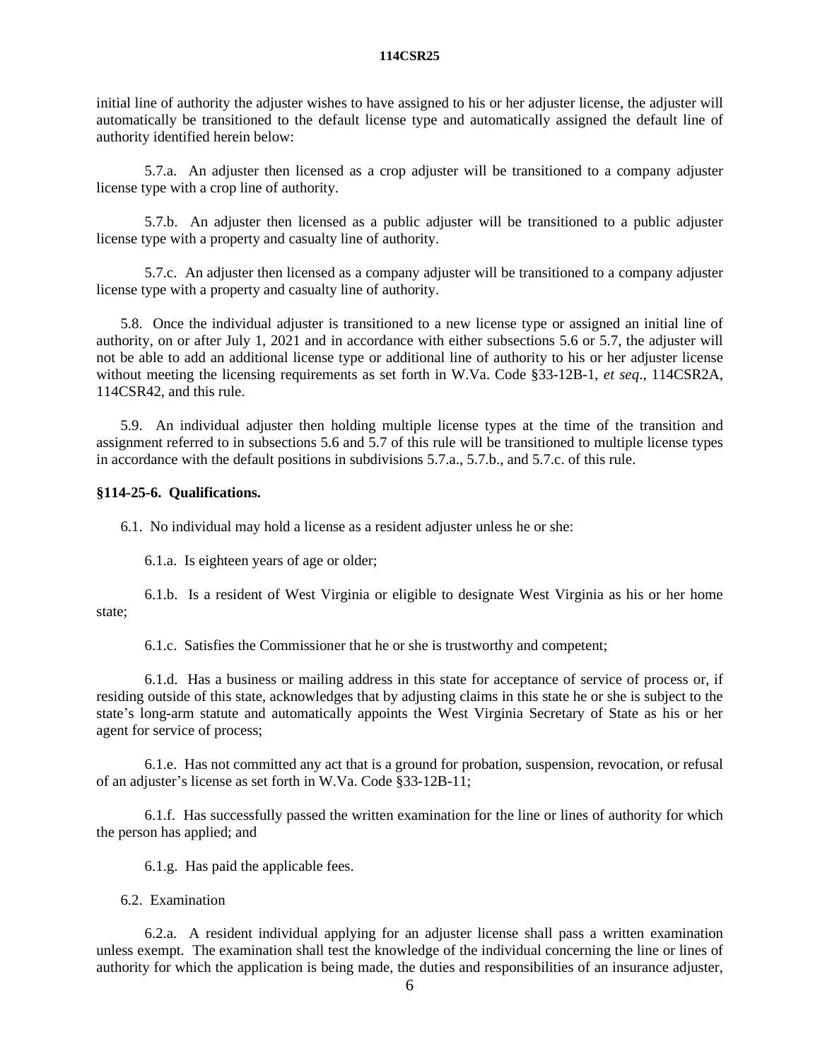initial line of authority the adjuster wishes to have assigned to his or her adjuster license, the adjuster will automatically be transitioned to the default license type and automatically assigned the default line of authority identified herein below:

5.7.a. An adjuster then licensed as a crop adjuster will be transitioned to a company adjuster license type with a crop line of authority.

5.7.b. An adjuster then licensed as a public adjuster will be transitioned to a public adjuster license type with a property and casualty line of authority.

5.7.c. An adjuster then licensed as a company adjuster will be transitioned to a company adjuster license type with a property and casualty line of authority.

5.8. Once the individual adjuster is transitioned to a new license type or assigned an initial line of authority, on or after July 1, 2021 and in accordance with either subsections 5.6 or 5.7, the adjuster will not be able to add an additional license type or additional line of authority to his or her adjuster license without meeting the licensing requirements as set forth in W.Va. Code §33-12B-1, *et seq*., 114CSR2A, 114CSR42, and this rule.

5.9. An individual adjuster then holding multiple license types at the time of the transition and assignment referred to in subsections 5.6 and 5.7 of this rule will be transitioned to multiple license types in accordance with the default positions in subdivisions 5.7.a., 5.7.b., and 5.7.c. of this rule.

**§114-25-6. Qualifications.**

6.1. No individual may hold a license as a resident adjuster unless he or she:

6.1.a. Is eighteen years of age or older;

6.1.b. Is a resident of West Virginia or eligible to designate West Virginia as his or her home state;

6.1.c. Satisfies the Commissioner that he or she is trustworthy and competent;

6.1.d. Has a business or mailing address in this state for acceptance of service of process or, if residing outside of this state, acknowledges that by adjusting claims in this state he or she is subject to the state's long-arm statute and automatically appoints the West Virginia Secretary of State as his or her agent for service of process;

6.1.e. Has not committed any act that is a ground for probation, suspension, revocation, or refusal of an adjuster's license as set forth in W.Va. Code §33-12B-11;

6.1.f. Has successfully passed the written examination for the line or lines of authority for which the person has applied; and

6.1.g. Has paid the applicable fees.

6.2. Examination

6.2.a. A resident individual applying for an adjuster license shall pass a written examination unless exempt. The examination shall test the knowledge of the individual concerning the line or lines of authority for which the application is being made, the duties and responsibilities of an insurance adjuster,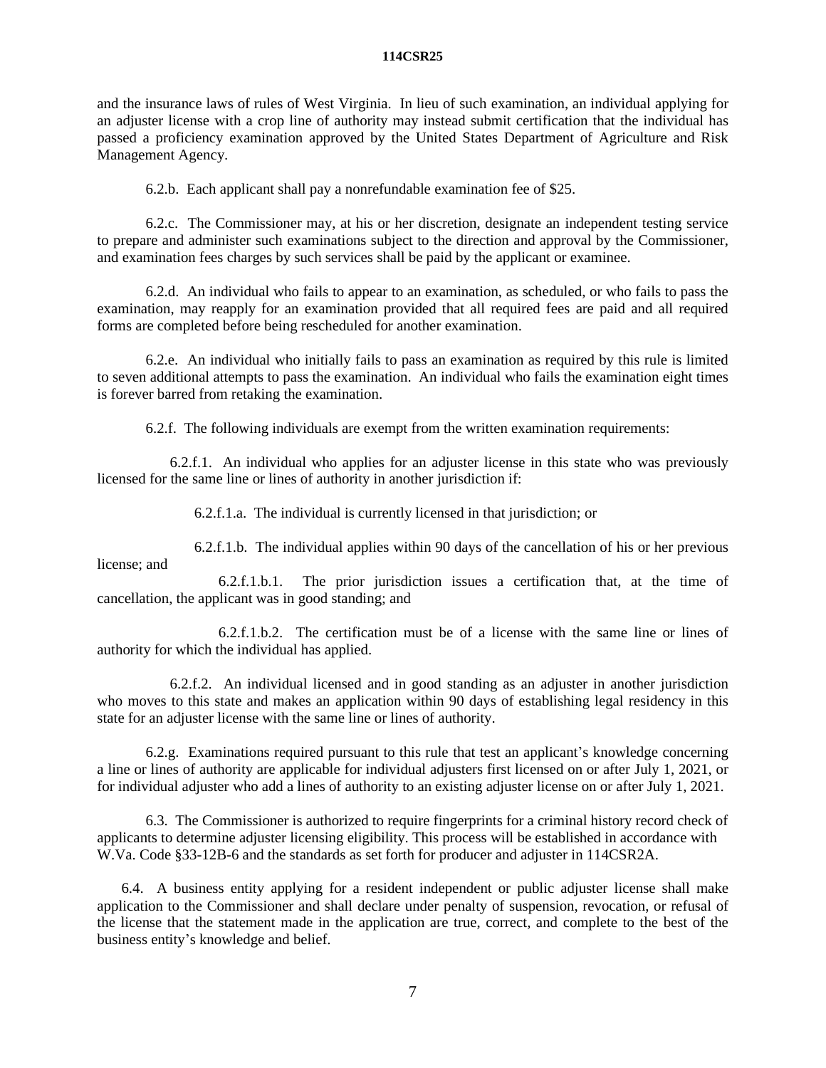and the insurance laws of rules of West Virginia. In lieu of such examination, an individual applying for an adjuster license with a crop line of authority may instead submit certification that the individual has passed a proficiency examination approved by the United States Department of Agriculture and Risk Management Agency.

6.2.b. Each applicant shall pay a nonrefundable examination fee of $25.

6.2.c. The Commissioner may, at his or her discretion, designate an independent testing service to prepare and administer such examinations subject to the direction and approval by the Commissioner, and examination fees charges by such services shall be paid by the applicant or examinee.

6.2.d. An individual who fails to appear to an examination, as scheduled, or who fails to pass the examination, may reapply for an examination provided that all required fees are paid and all required forms are completed before being rescheduled for another examination.

6.2.e. An individual who initially fails to pass an examination as required by this rule is limited to seven additional attempts to pass the examination. An individual who fails the examination eight times is forever barred from retaking the examination.

6.2.f. The following individuals are exempt from the written examination requirements:

6.2.f.1. An individual who applies for an adjuster license in this state who was previously licensed for the same line or lines of authority in another jurisdiction if:

6.2.f.1.a. The individual is currently licensed in that jurisdiction; or

6.2.f.1.b. The individual applies within 90 days of the cancellation of his or her previous license; and

6.2.f.1.b.1. The prior jurisdiction issues a certification that, at the time of cancellation, the applicant was in good standing; and

6.2.f.1.b.2. The certification must be of a license with the same line or lines of authority for which the individual has applied.

6.2.f.2. An individual licensed and in good standing as an adjuster in another jurisdiction who moves to this state and makes an application within 90 days of establishing legal residency in this state for an adjuster license with the same line or lines of authority.

6.2.g. Examinations required pursuant to this rule that test an applicant's knowledge concerning a line or lines of authority are applicable for individual adjusters first licensed on or after July 1, 2021, or for individual adjuster who add a lines of authority to an existing adjuster license on or after July 1, 2021.

6.3. The Commissioner is authorized to require fingerprints for a criminal history record check of applicants to determine adjuster licensing eligibility. This process will be established in accordance with W.Va. Code §33-12B-6 and the standards as set forth for producer and adjuster in 114CSR2A.

6.4. A business entity applying for a resident independent or public adjuster license shall make application to the Commissioner and shall declare under penalty of suspension, revocation, or refusal of the license that the statement made in the application are true, correct, and complete to the best of the business entity's knowledge and belief.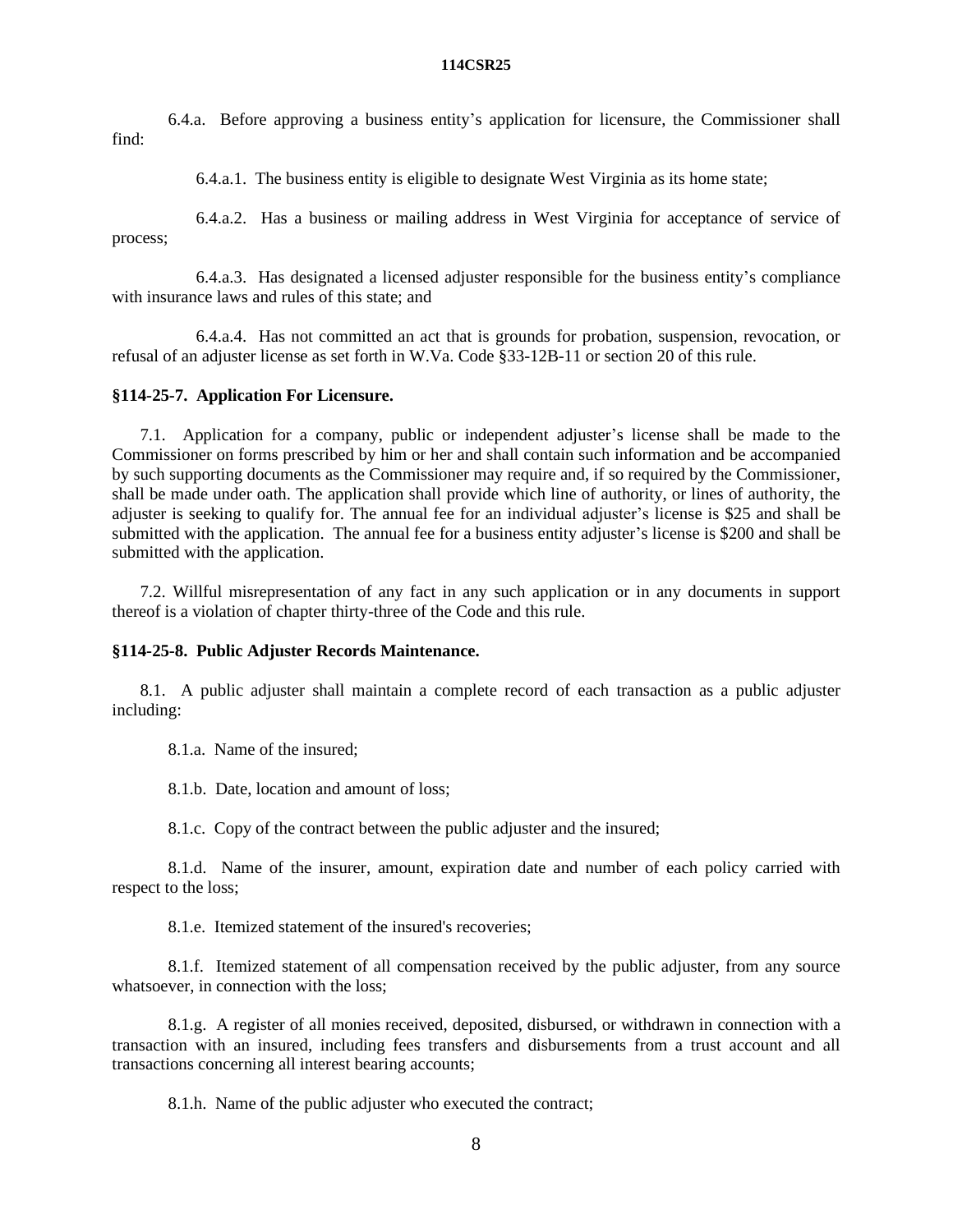6.4.a. Before approving a business entity's application for licensure, the Commissioner shall find:

6.4.a.1. The business entity is eligible to designate West Virginia as its home state;

6.4.a.2. Has a business or mailing address in West Virginia for acceptance of service of process;

6.4.a.3. Has designated a licensed adjuster responsible for the business entity's compliance with insurance laws and rules of this state; and

6.4.a.4. Has not committed an act that is grounds for probation, suspension, revocation, or refusal of an adjuster license as set forth in W.Va. Code §33-12B-11 or section 20 of this rule.

### §114-25-7. Application For Licensure.

7.1. Application for a company, public or independent adjuster's license shall be made to the Commissioner on forms prescribed by him or her and shall contain such information and be accompanied by such supporting documents as the Commissioner may require and, if so required by the Commissioner, shall be made under oath. The application shall provide which line of authority, or lines of authority, the adjuster is seeking to qualify for. The annual fee for an individual adjuster's license is $25 and shall be submitted with the application. The annual fee for a business entity adjuster's license is $200 and shall be submitted with the application.

7.2. Willful misrepresentation of any fact in any such application or in any documents in support thereof is a violation of chapter thirty-three of the Code and this rule.

### §114-25-8. Public Adjuster Records Maintenance.

8.1. A public adjuster shall maintain a complete record of each transaction as a public adjuster including:

8.1.a. Name of the insured;

8.1.b. Date, location and amount of loss;

8.1.c. Copy of the contract between the public adjuster and the insured;

8.1.d. Name of the insurer, amount, expiration date and number of each policy carried with respect to the loss;

8.1.e. Itemized statement of the insured's recoveries;

8.1.f. Itemized statement of all compensation received by the public adjuster, from any source whatsoever, in connection with the loss;

8.1.g. A register of all monies received, deposited, disbursed, or withdrawn in connection with a transaction with an insured, including fees transfers and disbursements from a trust account and all transactions concerning all interest bearing accounts;

8.1.h. Name of the public adjuster who executed the contract;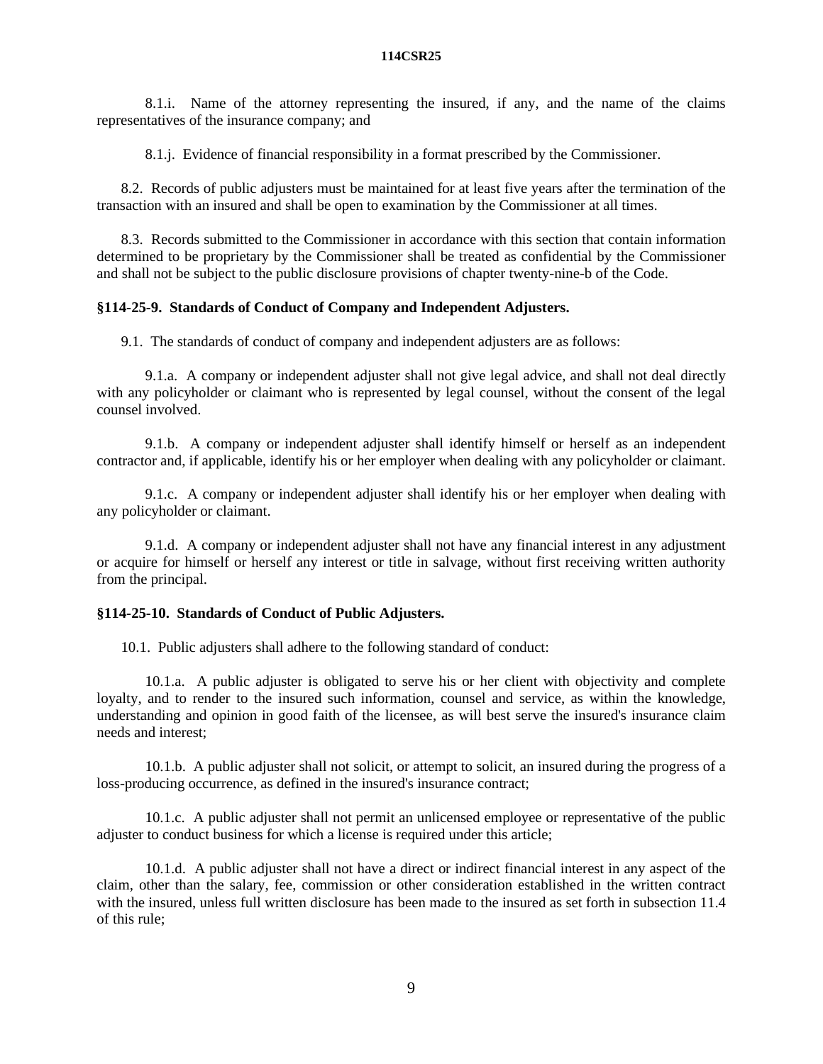8.1.i. Name of the attorney representing the insured, if any, and the name of the claims representatives of the insurance company; and

8.1.j. Evidence of financial responsibility in a format prescribed by the Commissioner.

8.2. Records of public adjusters must be maintained for at least five years after the termination of the transaction with an insured and shall be open to examination by the Commissioner at all times.

8.3. Records submitted to the Commissioner in accordance with this section that contain information determined to be proprietary by the Commissioner shall be treated as confidential by the Commissioner and shall not be subject to the public disclosure provisions of chapter twenty-nine-b of the Code.

### §114-25-9. Standards of Conduct of Company and Independent Adjusters.

9.1. The standards of conduct of company and independent adjusters are as follows:

9.1.a. A company or independent adjuster shall not give legal advice, and shall not deal directly with any policyholder or claimant who is represented by legal counsel, without the consent of the legal counsel involved.

9.1.b. A company or independent adjuster shall identify himself or herself as an independent contractor and, if applicable, identify his or her employer when dealing with any policyholder or claimant.

9.1.c. A company or independent adjuster shall identify his or her employer when dealing with any policyholder or claimant.

9.1.d. A company or independent adjuster shall not have any financial interest in any adjustment or acquire for himself or herself any interest or title in salvage, without first receiving written authority from the principal.

### §114-25-10. Standards of Conduct of Public Adjusters.

10.1. Public adjusters shall adhere to the following standard of conduct:

10.1.a. A public adjuster is obligated to serve his or her client with objectivity and complete loyalty, and to render to the insured such information, counsel and service, as within the knowledge, understanding and opinion in good faith of the licensee, as will best serve the insured's insurance claim needs and interest;

10.1.b. A public adjuster shall not solicit, or attempt to solicit, an insured during the progress of a loss-producing occurrence, as defined in the insured's insurance contract;

10.1.c. A public adjuster shall not permit an unlicensed employee or representative of the public adjuster to conduct business for which a license is required under this article;

10.1.d. A public adjuster shall not have a direct or indirect financial interest in any aspect of the claim, other than the salary, fee, commission or other consideration established in the written contract with the insured, unless full written disclosure has been made to the insured as set forth in subsection 11.4 of this rule;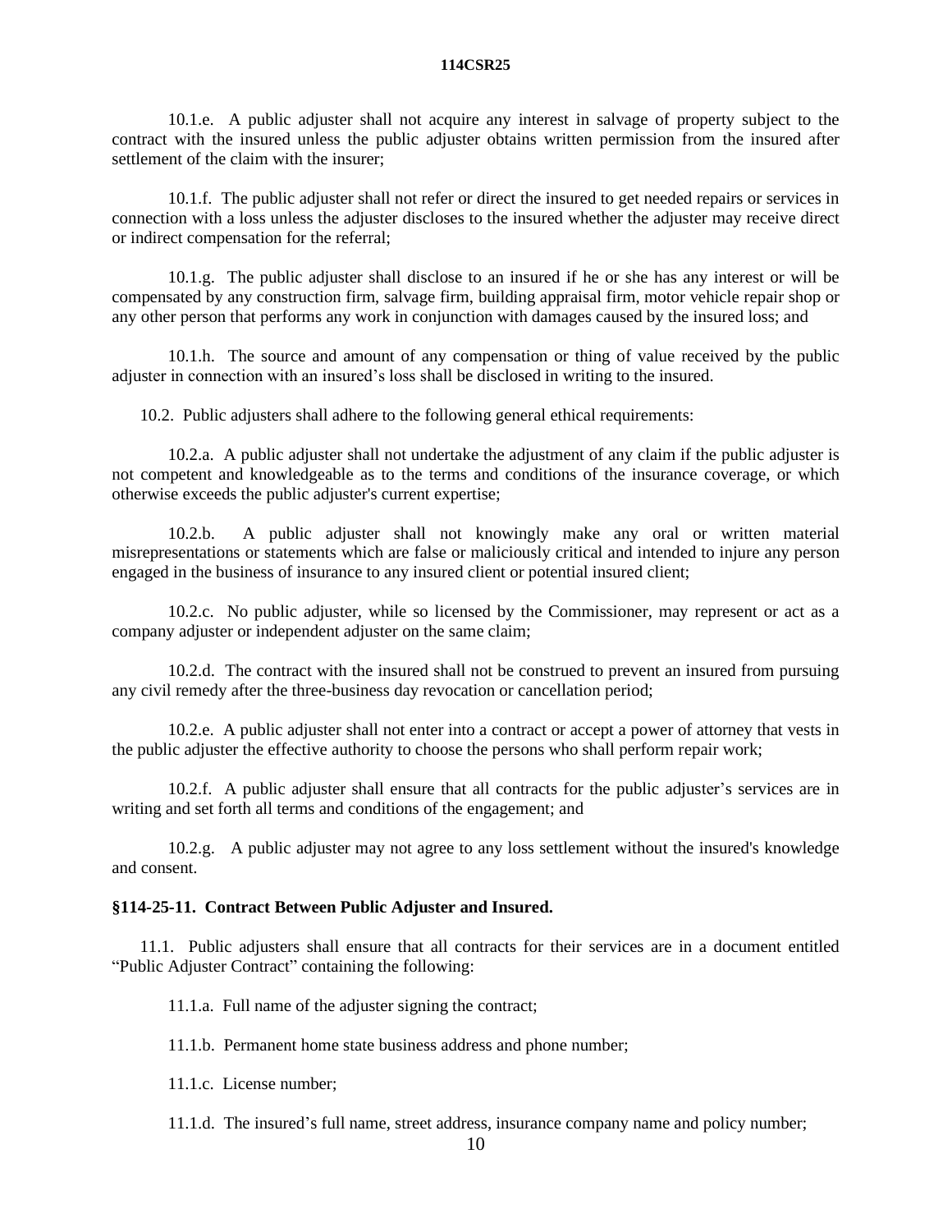10.1.e. A public adjuster shall not acquire any interest in salvage of property subject to the contract with the insured unless the public adjuster obtains written permission from the insured after settlement of the claim with the insurer;

10.1.f. The public adjuster shall not refer or direct the insured to get needed repairs or services in connection with a loss unless the adjuster discloses to the insured whether the adjuster may receive direct or indirect compensation for the referral;

10.1.g. The public adjuster shall disclose to an insured if he or she has any interest or will be compensated by any construction firm, salvage firm, building appraisal firm, motor vehicle repair shop or any other person that performs any work in conjunction with damages caused by the insured loss; and

10.1.h. The source and amount of any compensation or thing of value received by the public adjuster in connection with an insured's loss shall be disclosed in writing to the insured.

10.2. Public adjusters shall adhere to the following general ethical requirements:

10.2.a. A public adjuster shall not undertake the adjustment of any claim if the public adjuster is not competent and knowledgeable as to the terms and conditions of the insurance coverage, or which otherwise exceeds the public adjuster's current expertise;

10.2.b. A public adjuster shall not knowingly make any oral or written material misrepresentations or statements which are false or maliciously critical and intended to injure any person engaged in the business of insurance to any insured client or potential insured client;

10.2.c. No public adjuster, while so licensed by the Commissioner, may represent or act as a company adjuster or independent adjuster on the same claim;

10.2.d. The contract with the insured shall not be construed to prevent an insured from pursuing any civil remedy after the three-business day revocation or cancellation period;

10.2.e. A public adjuster shall not enter into a contract or accept a power of attorney that vests in the public adjuster the effective authority to choose the persons who shall perform repair work;

10.2.f. A public adjuster shall ensure that all contracts for the public adjuster's services are in writing and set forth all terms and conditions of the engagement; and

10.2.g. A public adjuster may not agree to any loss settlement without the insured's knowledge and consent.

**§114-25-11. Contract Between Public Adjuster and Insured.**

11.1. Public adjusters shall ensure that all contracts for their services are in a document entitled "Public Adjuster Contract" containing the following:

11.1.a. Full name of the adjuster signing the contract;

11.1.b. Permanent home state business address and phone number;

11.1.c. License number;

11.1.d. The insured's full name, street address, insurance company name and policy number;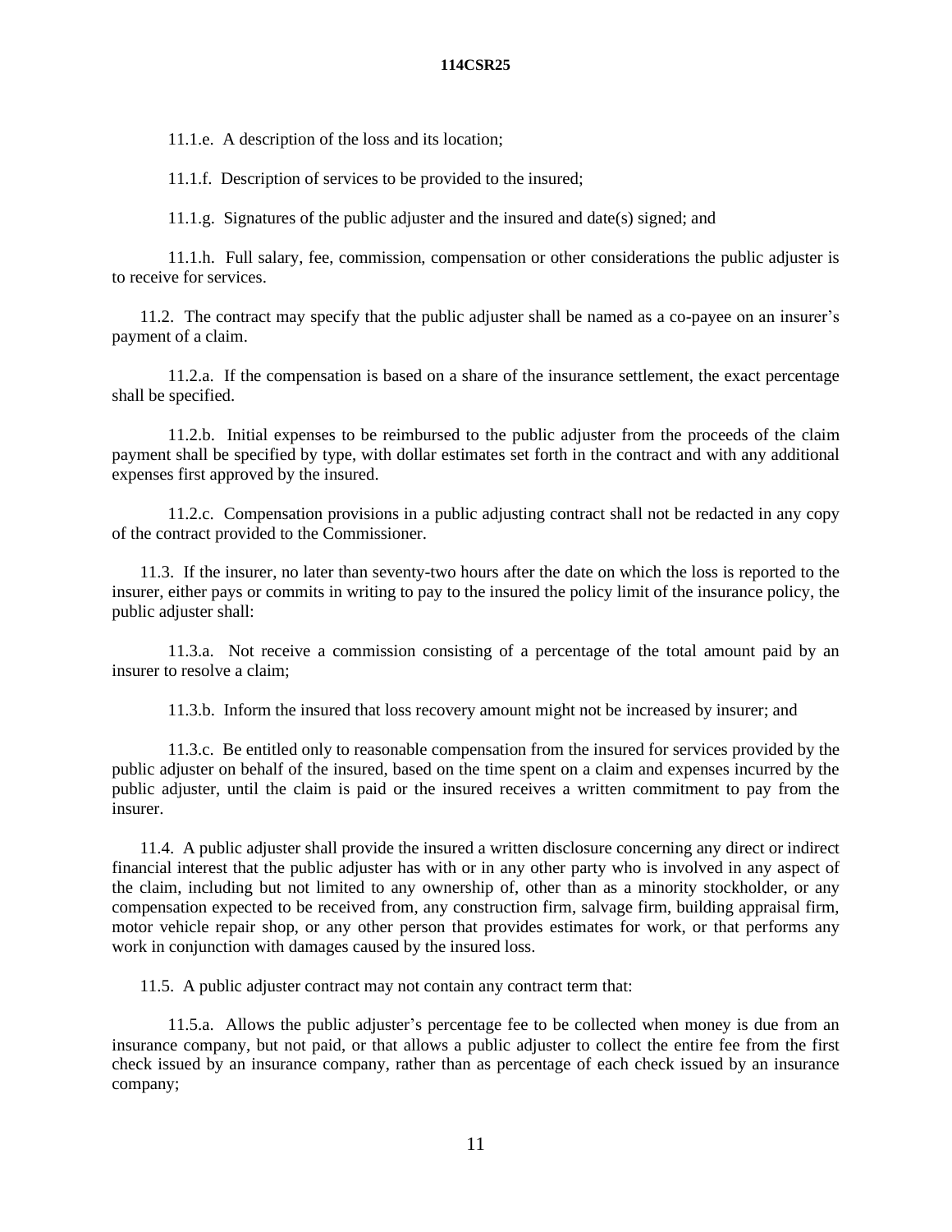11.1.e. A description of the loss and its location;

11.1.f. Description of services to be provided to the insured;

11.1.g. Signatures of the public adjuster and the insured and date(s) signed; and

11.1.h. Full salary, fee, commission, compensation or other considerations the public adjuster is to receive for services.

11.2. The contract may specify that the public adjuster shall be named as a co-payee on an insurer's payment of a claim.

11.2.a. If the compensation is based on a share of the insurance settlement, the exact percentage shall be specified.

11.2.b. Initial expenses to be reimbursed to the public adjuster from the proceeds of the claim payment shall be specified by type, with dollar estimates set forth in the contract and with any additional expenses first approved by the insured.

11.2.c. Compensation provisions in a public adjusting contract shall not be redacted in any copy of the contract provided to the Commissioner.

11.3. If the insurer, no later than seventy-two hours after the date on which the loss is reported to the insurer, either pays or commits in writing to pay to the insured the policy limit of the insurance policy, the public adjuster shall:

11.3.a. Not receive a commission consisting of a percentage of the total amount paid by an insurer to resolve a claim;

11.3.b. Inform the insured that loss recovery amount might not be increased by insurer; and

11.3.c. Be entitled only to reasonable compensation from the insured for services provided by the public adjuster on behalf of the insured, based on the time spent on a claim and expenses incurred by the public adjuster, until the claim is paid or the insured receives a written commitment to pay from the insurer.

11.4. A public adjuster shall provide the insured a written disclosure concerning any direct or indirect financial interest that the public adjuster has with or in any other party who is involved in any aspect of the claim, including but not limited to any ownership of, other than as a minority stockholder, or any compensation expected to be received from, any construction firm, salvage firm, building appraisal firm, motor vehicle repair shop, or any other person that provides estimates for work, or that performs any work in conjunction with damages caused by the insured loss.

11.5. A public adjuster contract may not contain any contract term that:

11.5.a. Allows the public adjuster's percentage fee to be collected when money is due from an insurance company, but not paid, or that allows a public adjuster to collect the entire fee from the first check issued by an insurance company, rather than as percentage of each check issued by an insurance company;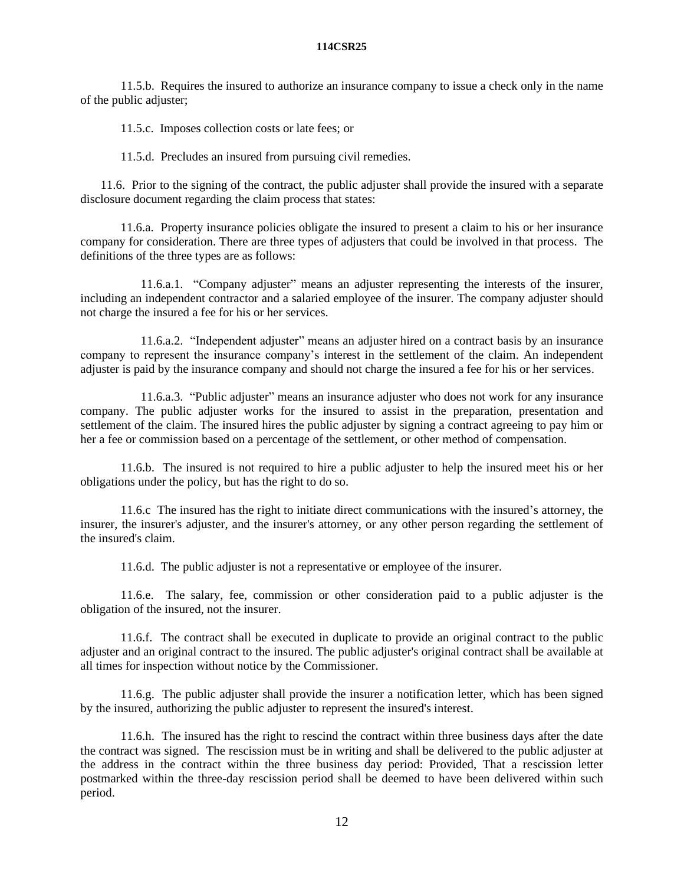11.5.b. Requires the insured to authorize an insurance company to issue a check only in the name of the public adjuster;

11.5.c. Imposes collection costs or late fees; or

11.5.d. Precludes an insured from pursuing civil remedies.

11.6. Prior to the signing of the contract, the public adjuster shall provide the insured with a separate disclosure document regarding the claim process that states:

11.6.a. Property insurance policies obligate the insured to present a claim to his or her insurance company for consideration. There are three types of adjusters that could be involved in that process. The definitions of the three types are as follows:

11.6.a.1. "Company adjuster" means an adjuster representing the interests of the insurer, including an independent contractor and a salaried employee of the insurer. The company adjuster should not charge the insured a fee for his or her services.

11.6.a.2. "Independent adjuster" means an adjuster hired on a contract basis by an insurance company to represent the insurance company's interest in the settlement of the claim. An independent adjuster is paid by the insurance company and should not charge the insured a fee for his or her services.

11.6.a.3. "Public adjuster" means an insurance adjuster who does not work for any insurance company. The public adjuster works for the insured to assist in the preparation, presentation and settlement of the claim. The insured hires the public adjuster by signing a contract agreeing to pay him or her a fee or commission based on a percentage of the settlement, or other method of compensation.

11.6.b. The insured is not required to hire a public adjuster to help the insured meet his or her obligations under the policy, but has the right to do so.

11.6.c The insured has the right to initiate direct communications with the insured's attorney, the insurer, the insurer's adjuster, and the insurer's attorney, or any other person regarding the settlement of the insured's claim.

11.6.d. The public adjuster is not a representative or employee of the insurer.

11.6.e. The salary, fee, commission or other consideration paid to a public adjuster is the obligation of the insured, not the insurer.

11.6.f. The contract shall be executed in duplicate to provide an original contract to the public adjuster and an original contract to the insured. The public adjuster's original contract shall be available at all times for inspection without notice by the Commissioner.

11.6.g. The public adjuster shall provide the insurer a notification letter, which has been signed by the insured, authorizing the public adjuster to represent the insured's interest.

11.6.h. The insured has the right to rescind the contract within three business days after the date the contract was signed. The rescission must be in writing and shall be delivered to the public adjuster at the address in the contract within the three business day period: Provided, That a rescission letter postmarked within the three-day rescission period shall be deemed to have been delivered within such period.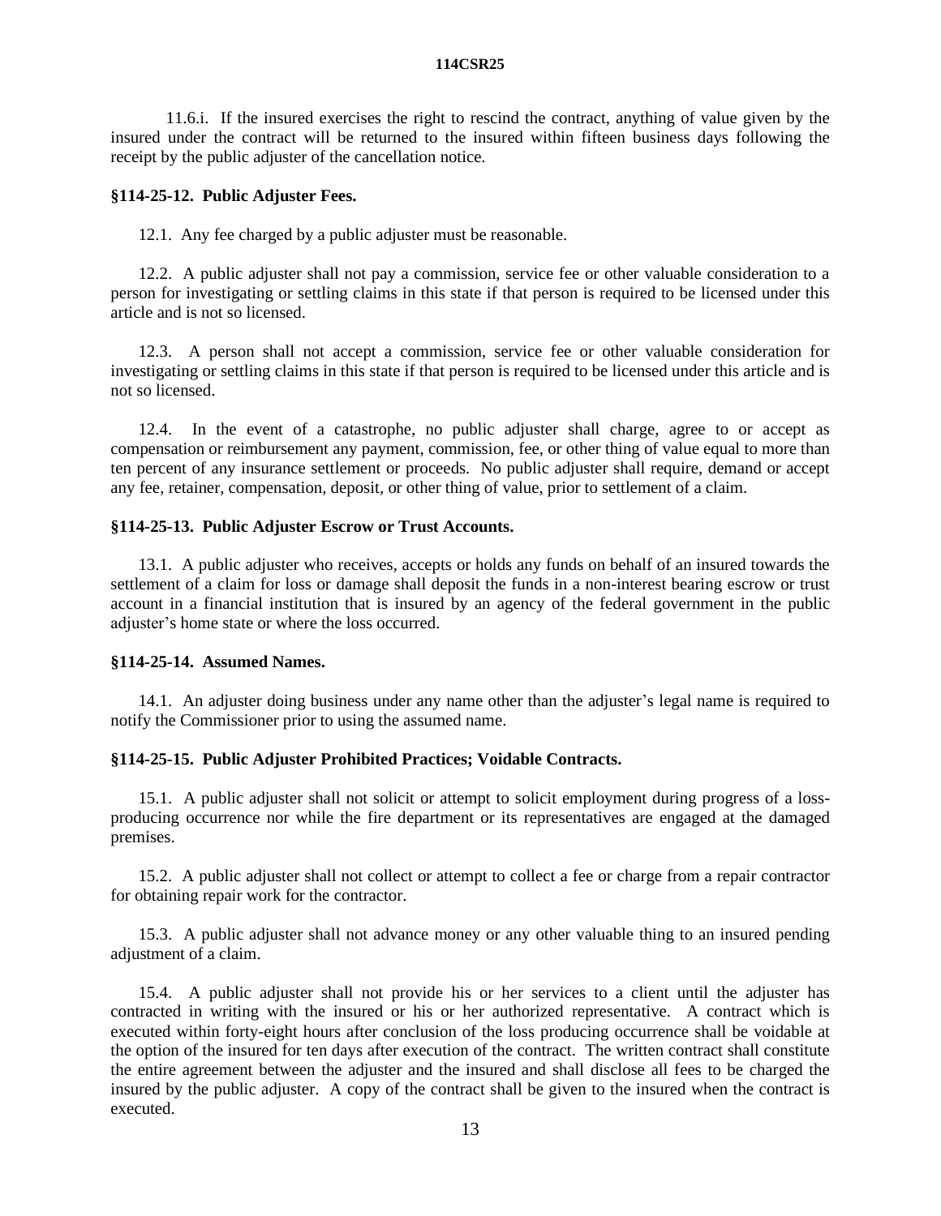11.6.i. If the insured exercises the right to rescind the contract, anything of value given by the insured under the contract will be returned to the insured within fifteen business days following the receipt by the public adjuster of the cancellation notice.

**§114-25-12. Public Adjuster Fees.**

12.1. Any fee charged by a public adjuster must be reasonable.

12.2. A public adjuster shall not pay a commission, service fee or other valuable consideration to a person for investigating or settling claims in this state if that person is required to be licensed under this article and is not so licensed.

12.3. A person shall not accept a commission, service fee or other valuable consideration for investigating or settling claims in this state if that person is required to be licensed under this article and is not so licensed.

12.4. In the event of a catastrophe, no public adjuster shall charge, agree to or accept as compensation or reimbursement any payment, commission, fee, or other thing of value equal to more than ten percent of any insurance settlement or proceeds. No public adjuster shall require, demand or accept any fee, retainer, compensation, deposit, or other thing of value, prior to settlement of a claim.

**§114-25-13. Public Adjuster Escrow or Trust Accounts.**

13.1. A public adjuster who receives, accepts or holds any funds on behalf of an insured towards the settlement of a claim for loss or damage shall deposit the funds in a non-interest bearing escrow or trust account in a financial institution that is insured by an agency of the federal government in the public adjuster's home state or where the loss occurred.

**§114-25-14. Assumed Names.**

14.1. An adjuster doing business under any name other than the adjuster's legal name is required to notify the Commissioner prior to using the assumed name.

**§114-25-15. Public Adjuster Prohibited Practices; Voidable Contracts.**

15.1. A public adjuster shall not solicit or attempt to solicit employment during progress of a loss-producing occurrence nor while the fire department or its representatives are engaged at the damaged premises.

15.2. A public adjuster shall not collect or attempt to collect a fee or charge from a repair contractor for obtaining repair work for the contractor.

15.3. A public adjuster shall not advance money or any other valuable thing to an insured pending adjustment of a claim.

15.4. A public adjuster shall not provide his or her services to a client until the adjuster has contracted in writing with the insured or his or her authorized representative. A contract which is executed within forty-eight hours after conclusion of the loss producing occurrence shall be voidable at the option of the insured for ten days after execution of the contract. The written contract shall constitute the entire agreement between the adjuster and the insured and shall disclose all fees to be charged the insured by the public adjuster. A copy of the contract shall be given to the insured when the contract is executed.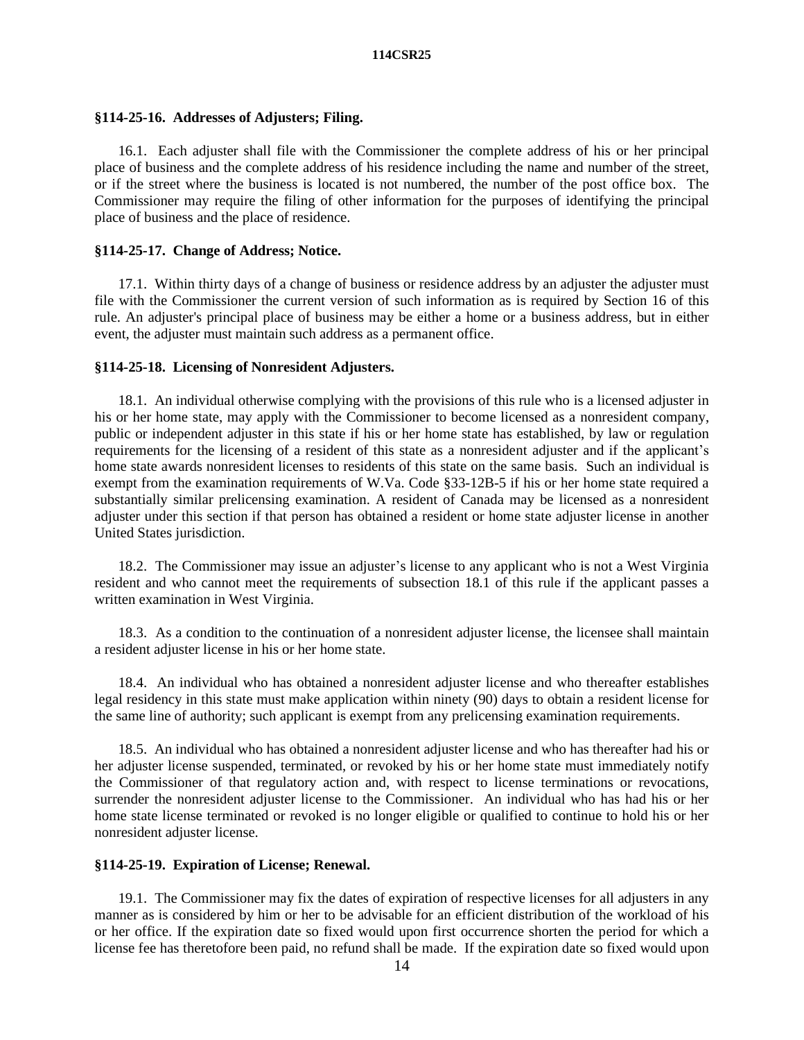### §114-25-16. Addresses of Adjusters; Filing.

16.1. Each adjuster shall file with the Commissioner the complete address of his or her principal place of business and the complete address of his residence including the name and number of the street, or if the street where the business is located is not numbered, the number of the post office box. The Commissioner may require the filing of other information for the purposes of identifying the principal place of business and the place of residence.

### §114-25-17. Change of Address; Notice.

17.1. Within thirty days of a change of business or residence address by an adjuster the adjuster must file with the Commissioner the current version of such information as is required by Section 16 of this rule. An adjuster's principal place of business may be either a home or a business address, but in either event, the adjuster must maintain such address as a permanent office.

### §114-25-18. Licensing of Nonresident Adjusters.

18.1. An individual otherwise complying with the provisions of this rule who is a licensed adjuster in his or her home state, may apply with the Commissioner to become licensed as a nonresident company, public or independent adjuster in this state if his or her home state has established, by law or regulation requirements for the licensing of a resident of this state as a nonresident adjuster and if the applicant's home state awards nonresident licenses to residents of this state on the same basis. Such an individual is exempt from the examination requirements of W.Va. Code §33-12B-5 if his or her home state required a substantially similar prelicensing examination. A resident of Canada may be licensed as a nonresident adjuster under this section if that person has obtained a resident or home state adjuster license in another United States jurisdiction.

18.2. The Commissioner may issue an adjuster's license to any applicant who is not a West Virginia resident and who cannot meet the requirements of subsection 18.1 of this rule if the applicant passes a written examination in West Virginia.

18.3. As a condition to the continuation of a nonresident adjuster license, the licensee shall maintain a resident adjuster license in his or her home state.

18.4. An individual who has obtained a nonresident adjuster license and who thereafter establishes legal residency in this state must make application within ninety (90) days to obtain a resident license for the same line of authority; such applicant is exempt from any prelicensing examination requirements.

18.5. An individual who has obtained a nonresident adjuster license and who has thereafter had his or her adjuster license suspended, terminated, or revoked by his or her home state must immediately notify the Commissioner of that regulatory action and, with respect to license terminations or revocations, surrender the nonresident adjuster license to the Commissioner. An individual who has had his or her home state license terminated or revoked is no longer eligible or qualified to continue to hold his or her nonresident adjuster license.

### §114-25-19. Expiration of License; Renewal.

19.1. The Commissioner may fix the dates of expiration of respective licenses for all adjusters in any manner as is considered by him or her to be advisable for an efficient distribution of the workload of his or her office. If the expiration date so fixed would upon first occurrence shorten the period for which a license fee has theretofore been paid, no refund shall be made. If the expiration date so fixed would upon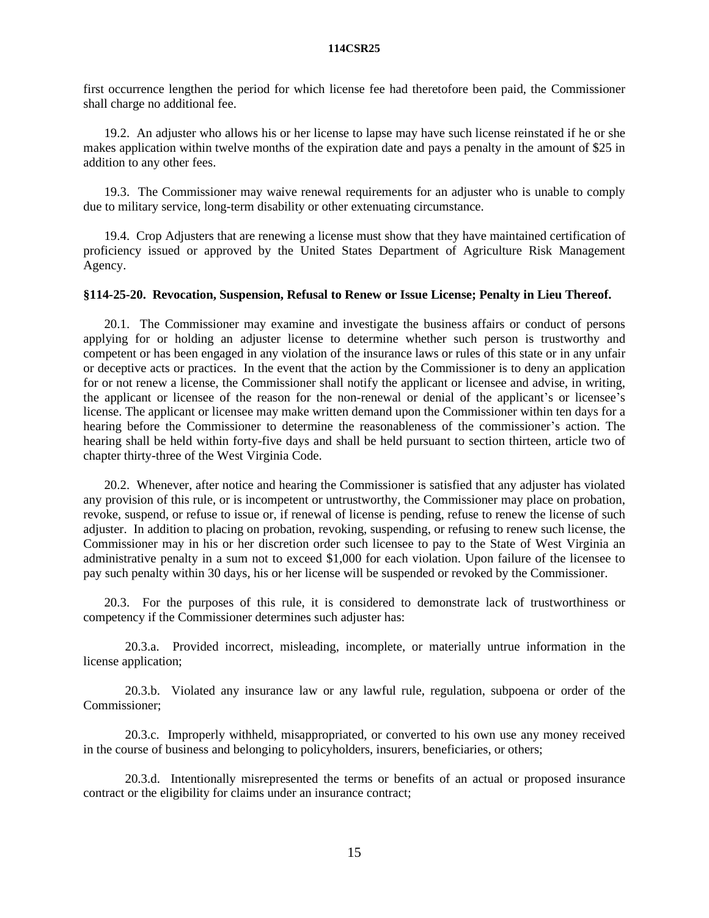first occurrence lengthen the period for which license fee had theretofore been paid, the Commissioner shall charge no additional fee.

19.2. An adjuster who allows his or her license to lapse may have such license reinstated if he or she makes application within twelve months of the expiration date and pays a penalty in the amount of $25 in addition to any other fees.

19.3. The Commissioner may waive renewal requirements for an adjuster who is unable to comply due to military service, long-term disability or other extenuating circumstance.

19.4. Crop Adjusters that are renewing a license must show that they have maintained certification of proficiency issued or approved by the United States Department of Agriculture Risk Management Agency.

**§114-25-20. Revocation, Suspension, Refusal to Renew or Issue License; Penalty in Lieu Thereof.**

20.1. The Commissioner may examine and investigate the business affairs or conduct of persons applying for or holding an adjuster license to determine whether such person is trustworthy and competent or has been engaged in any violation of the insurance laws or rules of this state or in any unfair or deceptive acts or practices. In the event that the action by the Commissioner is to deny an application for or not renew a license, the Commissioner shall notify the applicant or licensee and advise, in writing, the applicant or licensee of the reason for the non-renewal or denial of the applicant's or licensee's license. The applicant or licensee may make written demand upon the Commissioner within ten days for a hearing before the Commissioner to determine the reasonableness of the commissioner's action. The hearing shall be held within forty-five days and shall be held pursuant to section thirteen, article two of chapter thirty-three of the West Virginia Code.

20.2. Whenever, after notice and hearing the Commissioner is satisfied that any adjuster has violated any provision of this rule, or is incompetent or untrustworthy, the Commissioner may place on probation, revoke, suspend, or refuse to issue or, if renewal of license is pending, refuse to renew the license of such adjuster. In addition to placing on probation, revoking, suspending, or refusing to renew such license, the Commissioner may in his or her discretion order such licensee to pay to the State of West Virginia an administrative penalty in a sum not to exceed $1,000 for each violation. Upon failure of the licensee to pay such penalty within 30 days, his or her license will be suspended or revoked by the Commissioner.

20.3. For the purposes of this rule, it is considered to demonstrate lack of trustworthiness or competency if the Commissioner determines such adjuster has:

20.3.a. Provided incorrect, misleading, incomplete, or materially untrue information in the license application;

20.3.b. Violated any insurance law or any lawful rule, regulation, subpoena or order of the Commissioner;

20.3.c. Improperly withheld, misappropriated, or converted to his own use any money received in the course of business and belonging to policyholders, insurers, beneficiaries, or others;

20.3.d. Intentionally misrepresented the terms or benefits of an actual or proposed insurance contract or the eligibility for claims under an insurance contract;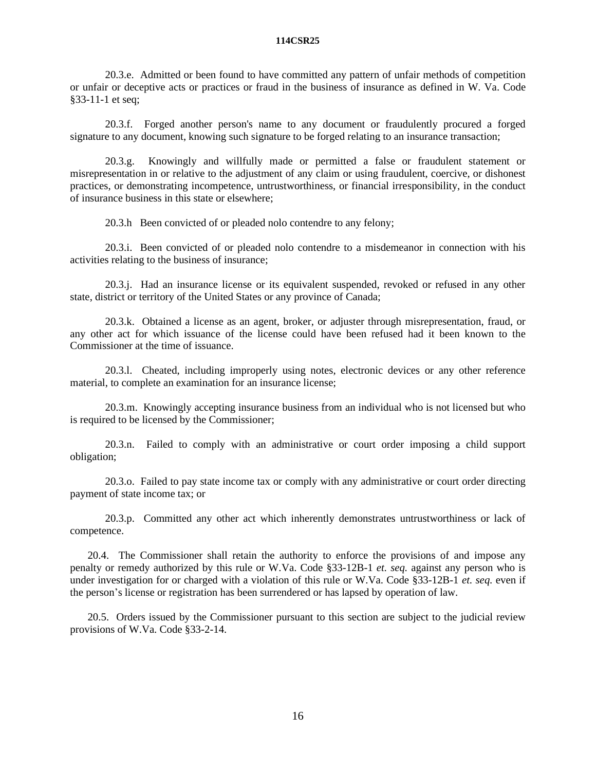20.3.e. Admitted or been found to have committed any pattern of unfair methods of competition or unfair or deceptive acts or practices or fraud in the business of insurance as defined in W. Va. Code §33-11-1 et seq;

20.3.f. Forged another person's name to any document or fraudulently procured a forged signature to any document, knowing such signature to be forged relating to an insurance transaction;

20.3.g. Knowingly and willfully made or permitted a false or fraudulent statement or misrepresentation in or relative to the adjustment of any claim or using fraudulent, coercive, or dishonest practices, or demonstrating incompetence, untrustworthiness, or financial irresponsibility, in the conduct of insurance business in this state or elsewhere;

20.3.h Been convicted of or pleaded nolo contendre to any felony;

20.3.i. Been convicted of or pleaded nolo contendre to a misdemeanor in connection with his activities relating to the business of insurance;

20.3.j. Had an insurance license or its equivalent suspended, revoked or refused in any other state, district or territory of the United States or any province of Canada;

20.3.k. Obtained a license as an agent, broker, or adjuster through misrepresentation, fraud, or any other act for which issuance of the license could have been refused had it been known to the Commissioner at the time of issuance.

20.3.l. Cheated, including improperly using notes, electronic devices or any other reference material, to complete an examination for an insurance license;

20.3.m. Knowingly accepting insurance business from an individual who is not licensed but who is required to be licensed by the Commissioner;

20.3.n. Failed to comply with an administrative or court order imposing a child support obligation;

20.3.o. Failed to pay state income tax or comply with any administrative or court order directing payment of state income tax; or

20.3.p. Committed any other act which inherently demonstrates untrustworthiness or lack of competence.

20.4. The Commissioner shall retain the authority to enforce the provisions of and impose any penalty or remedy authorized by this rule or W.Va. Code §33-12B-1 *et. seq.* against any person who is under investigation for or charged with a violation of this rule or W.Va. Code §33-12B-1 *et. seq.* even if the person's license or registration has been surrendered or has lapsed by operation of law.

20.5. Orders issued by the Commissioner pursuant to this section are subject to the judicial review provisions of W.Va. Code §33-2-14.